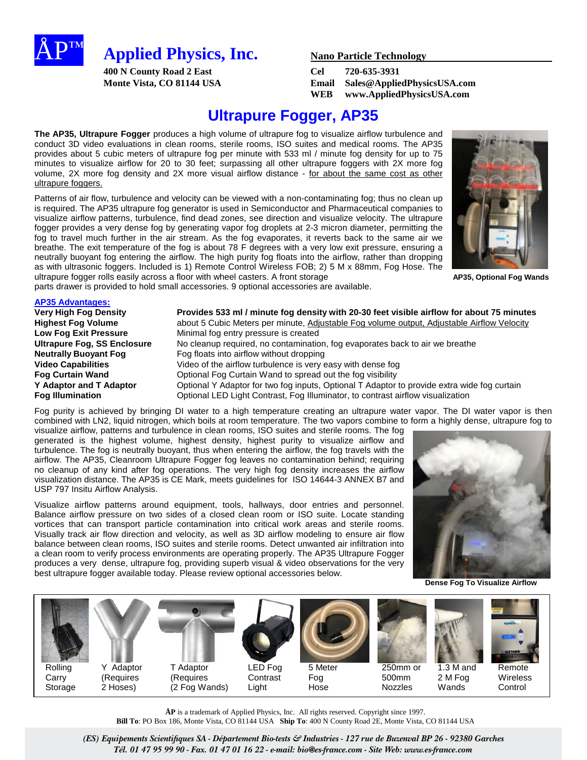ÅP™

# Applied Physics, Inc.

**400 N County Road 2 East**
**Monte Vista, CO 81144 USA**

**Nano Particle Technology**

**Cel** 720-635-3931
**Email** Sales@AppliedPhysicsUSA.com
**WEB** www.AppliedPhysicsUSA.com

## Ultrapure Fogger, AP35

**The AP35, Ultrapure Fogger** produces a high volume of ultrapure fog to visualize airflow turbulence and conduct 3D video evaluations in clean rooms, sterile rooms, ISO suites and medical rooms. The AP35 provides about 5 cubic meters of ultrapure fog per minute with 533 ml / minute fog density for up to 75 minutes to visualize airflow for 20 to 30 feet; surpassing all other ultrapure foggers with 2X more fog volume, 2X more fog density and 2X more visual airflow distance - for about the same cost as other ultrapure foggers.

Patterns of air flow, turbulence and velocity can be viewed with a non-contaminating fog; thus no clean up is required. The AP35 ultrapure fog generator is used in Semiconductor and Pharmaceutical companies to visualize airflow patterns, turbulence, find dead zones, see direction and visualize velocity. The ultrapure fogger provides a very dense fog by generating vapor fog droplets at 2-3 micron diameter, permitting the fog to travel much further in the air stream. As the fog evaporates, it reverts back to the same air we breathe. The exit temperature of the fog is about 78 F degrees with a very low exit pressure, ensuring a neutrally buoyant fog entering the airflow. The high purity fog floats into the airflow, rather than dropping as with ultrasonic foggers. Included is 1) Remote Control Wireless FOB; 2) 5 M x 88mm, Fog Hose. The ultrapure fogger rolls easily across a floor with wheel casters. A front storage parts drawer is provided to hold small accessories. 9 optional accessories are available.

**AP35, Optional Fog Wands**

### AP35 Advantages:

| | |
|---|---|
| **Very High Fog Density** | **Provides 533 ml / minute fog density with 20-30 feet visible airflow for about 75 minutes** |
| **Highest Fog Volume** | about 5 Cubic Meters per minute, Adjustable Fog volume output, Adjustable Airflow Velocity |
| **Low Fog Exit Pressure** | Minimal fog entry pressure is created |
| **Ultrapure Fog, SS Enclosure** | No cleanup required, no contamination, fog evaporates back to air we breathe |
| **Neutrally Buoyant Fog** | Fog floats into airflow without dropping |
| **Video Capabilities** | Video of the airflow turbulence is very easy with dense fog |
| **Fog Curtain Wand** | Optional Fog Curtain Wand to spread out the fog visibility |
| **Y Adaptor and T Adaptor** | Optional Y Adaptor for two fog inputs, Optional T Adaptor to provide extra wide fog curtain |
| **Fog Illumination** | Optional LED Light Contrast, Fog Illuminator, to contrast airflow visualization |

Fog purity is achieved by bringing DI water to a high temperature creating an ultrapure water vapor. The DI water vapor is then combined with LN2, liquid nitrogen, which boils at room temperature. The two vapors combine to form a highly dense, ultrapure fog to visualize airflow, patterns and turbulence in clean rooms, ISO suites and sterile rooms. The fog generated is the highest volume, highest density, highest purity to visualize airflow and turbulence. The fog is neutrally buoyant, thus when entering the airflow, the fog travels with the airflow. The AP35, Cleanroom Ultrapure Fogger fog leaves no contamination behind; requiring no cleanup of any kind after fog operations. The very high fog density increases the airflow visualization distance. The AP35 is CE Mark, meets guidelines for ISO 14644-3 ANNEX B7 and USP 797 Insitu Airflow Analysis.

Visualize airflow patterns around equipment, tools, hallways, door entries and personnel. Balance airflow pressure on two sides of a closed clean room or ISO suite. Locate standing vortices that can transport particle contamination into critical work areas and sterile rooms. Visually track air flow direction and velocity, as well as 3D airflow modeling to ensure air flow balance between clean rooms, ISO suites and sterile rooms. Detect unwanted air infiltration into a clean room to verify process environments are operating properly. The AP35 Ultrapure Fogger produces a very dense, ultrapure fog, providing superb visual & video observations for the very best ultrapure fogger available today. Please review optional accessories below.

**Dense Fog To Visualize Airflow**

| | | | | | | | |
|---|---|---|---|---|---|---|---|
| Rolling Carry Storage | Y Adaptor (Requires 2 Hoses) | T Adaptor (Requires (2 Fog Wands) | LED Fog Contrast Light | 5 Meter Fog Hose | 250mm or 500mm Nozzles | 1.3 M and 2 M Fog Wands | Remote Wireless Control |

**ÅP** is a trademark of Applied Physics, Inc. All rights reserved. Copyright since 1997.
**Bill To**: PO Box 186, Monte Vista, CO 81144 USA **Ship To**: 400 N County Road 2E, Monte Vista, CO 81144 USA

*(ES) Equipements Scientifiques SA - Département Bio-tests & Industries - 127 rue de Buzenval BP 26 - 92380 Garches*
*Tél. 01 47 95 99 90 - Fax. 01 47 01 16 22 - e-mail: bio@es-france.com - Site Web: www.es-france.com*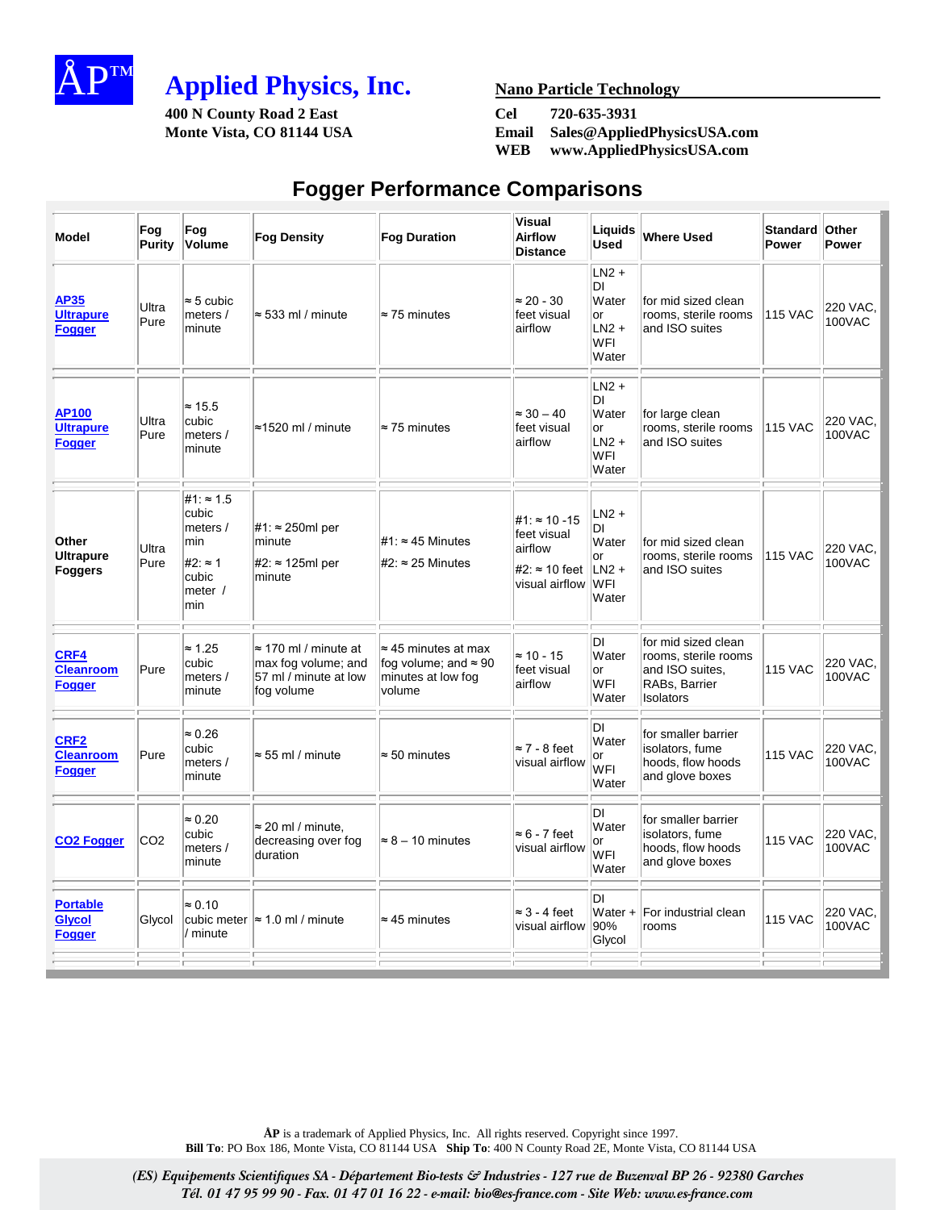# Applied Physics, Inc.

**400 N County Road 2 East**
**Monte Vista, CO 81144 USA**

**Nano Particle Technology**

**Cel** 720-635-3931
**Email** Sales@AppliedPhysicsUSA.com
**WEB** www.AppliedPhysicsUSA.com

## Fogger Performance Comparisons

| Model | Fog Purity | Fog Volume | Fog Density | Fog Duration | Visual Airflow Distance | Liquids Used | Where Used | Standard Power | Other Power |
|---|---|---|---|---|---|---|---|---|---|
| AP35 Ultrapure Fogger | Ultra Pure | ≈ 5 cubic meters / minute | ≈ 533 ml / minute | ≈ 75 minutes | ≈ 20 - 30 feet visual airflow | LN2 + DI Water or LN2 + WFI Water | for mid sized clean rooms, sterile rooms and ISO suites | 115 VAC | 220 VAC, 100VAC |
| AP100 Ultrapure Fogger | Ultra Pure | ≈ 15.5 cubic meters / minute | ≈1520 ml / minute | ≈ 75 minutes | ≈ 30 – 40 feet visual airflow | LN2 + DI Water or LN2 + WFI Water | for large clean rooms, sterile rooms and ISO suites | 115 VAC | 220 VAC, 100VAC |
| Other Ultrapure Foggers | Ultra Pure | #1: ≈ 1.5 cubic meters / min #2: ≈ 1 cubic meter / min | #1: ≈ 250ml per minute #2: ≈ 125ml per minute | #1: ≈ 45 Minutes #2: ≈ 25 Minutes | #1: ≈ 10 -15 feet visual airflow #2: ≈ 10 feet visual airflow | LN2 + DI Water or LN2 + WFI Water | for mid sized clean rooms, sterile rooms and ISO suites | 115 VAC | 220 VAC, 100VAC |
| CRF4 Cleanroom Fogger | Pure | ≈ 1.25 cubic meters / minute | ≈ 170 ml / minute at max fog volume; and 57 ml / minute at low fog volume | ≈ 45 minutes at max fog volume; and ≈ 90 minutes at low fog volume | ≈ 10 - 15 feet visual airflow | DI Water or WFI Water | for mid sized clean rooms, sterile rooms and ISO suites, RABs, Barrier Isolators | 115 VAC | 220 VAC, 100VAC |
| CRF2 Cleanroom Fogger | Pure | ≈ 0.26 cubic meters / minute | ≈ 55 ml / minute | ≈ 50 minutes | ≈ 7 - 8 feet visual airflow | DI Water or WFI Water | for smaller barrier isolators, fume hoods, flow hoods and glove boxes | 115 VAC | 220 VAC, 100VAC |
| CO2 Fogger | CO2 | ≈ 0.20 cubic meters / minute | ≈ 20 ml / minute, decreasing over fog duration | ≈ 8 – 10 minutes | ≈ 6 - 7 feet visual airflow | DI Water or WFI Water | for smaller barrier isolators, fume hoods, flow hoods and glove boxes | 115 VAC | 220 VAC, 100VAC |
| Portable Glycol Fogger | Glycol | ≈ 0.10 cubic meter / minute | ≈ 1.0 ml / minute | ≈ 45 minutes | ≈ 3 - 4 feet visual airflow | DI Water + 90% Glycol | For industrial clean rooms | 115 VAC | 220 VAC, 100VAC |

ÅP is a trademark of Applied Physics, Inc. All rights reserved. Copyright since 1997.
**Bill To**: PO Box 186, Monte Vista, CO 81144 USA **Ship To**: 400 N County Road 2E, Monte Vista, CO 81144 USA

*(ES) Equipements Scientifiques SA - Département Bio-tests & Industries - 127 rue de Buzenval BP 26 - 92380 Garches*
*Tél. 01 47 95 99 90 - Fax. 01 47 01 16 22 - e-mail: bio@es-france.com - Site Web: www.es-france.com*